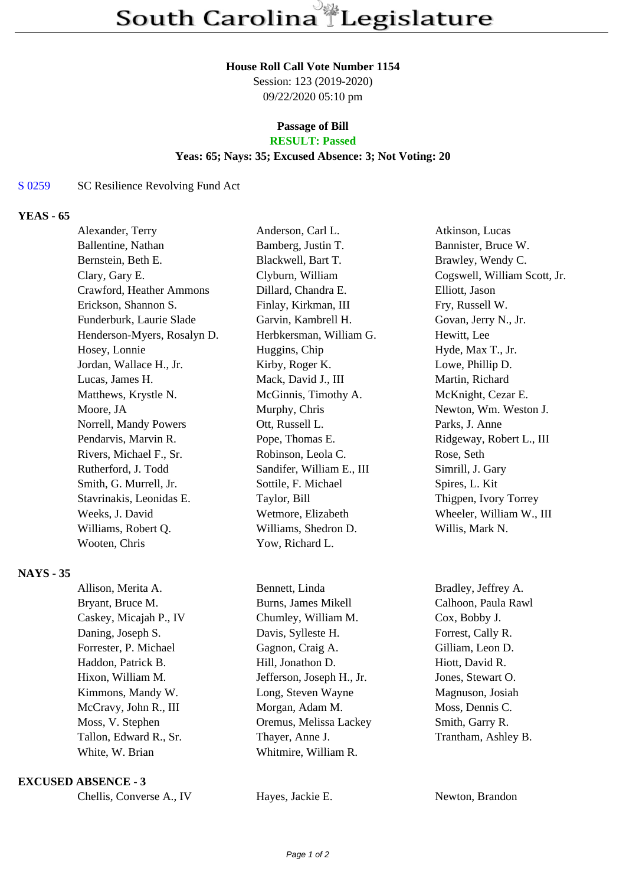# South Carolina Legislature

**House Roll Call Vote Number 1154**
Session: 123 (2019-2020)
09/22/2020 05:10 pm

**Passage of Bill**
**RESULT: Passed**
**Yeas: 65; Nays: 35; Excused Absence: 3; Not Voting: 20**

S 0259 SC Resilience Revolving Fund Act

## YEAS - 65

| | | |
|---|---|---|
| Alexander, Terry | Anderson, Carl L. | Atkinson, Lucas |
| Ballentine, Nathan | Bamberg, Justin T. | Bannister, Bruce W. |
| Bernstein, Beth E. | Blackwell, Bart T. | Brawley, Wendy C. |
| Clary, Gary E. | Clyburn, William | Cogswell, William Scott, Jr. |
| Crawford, Heather Ammons | Dillard, Chandra E. | Elliott, Jason |
| Erickson, Shannon S. | Finlay, Kirkman, III | Fry, Russell W. |
| Funderburk, Laurie Slade | Garvin, Kambrell H. | Govan, Jerry N., Jr. |
| Henderson-Myers, Rosalyn D. | Herbkersman, William G. | Hewitt, Lee |
| Hosey, Lonnie | Huggins, Chip | Hyde, Max T., Jr. |
| Jordan, Wallace H., Jr. | Kirby, Roger K. | Lowe, Phillip D. |
| Lucas, James H. | Mack, David J., III | Martin, Richard |
| Matthews, Krystle N. | McGinnis, Timothy A. | McKnight, Cezar E. |
| Moore, JA | Murphy, Chris | Newton, Wm. Weston J. |
| Norrell, Mandy Powers | Ott, Russell L. | Parks, J. Anne |
| Pendarvis, Marvin R. | Pope, Thomas E. | Ridgeway, Robert L., III |
| Rivers, Michael F., Sr. | Robinson, Leola C. | Rose, Seth |
| Rutherford, J. Todd | Sandifer, William E., III | Simrill, J. Gary |
| Smith, G. Murrell, Jr. | Sottile, F. Michael | Spires, L. Kit |
| Stavrinakis, Leonidas E. | Taylor, Bill | Thigpen, Ivory Torrey |
| Weeks, J. David | Wetmore, Elizabeth | Wheeler, William W., III |
| Williams, Robert Q. | Williams, Shedron D. | Willis, Mark N. |
| Wooten, Chris | Yow, Richard L. | |

## NAYS - 35

| | | |
|---|---|---|
| Allison, Merita A. | Bennett, Linda | Bradley, Jeffrey A. |
| Bryant, Bruce M. | Burns, James Mikell | Calhoon, Paula Rawl |
| Caskey, Micajah P., IV | Chumley, William M. | Cox, Bobby J. |
| Daning, Joseph S. | Davis, Sylleste H. | Forrest, Cally R. |
| Forrester, P. Michael | Gagnon, Craig A. | Gilliam, Leon D. |
| Haddon, Patrick B. | Hill, Jonathon D. | Hiott, David R. |
| Hixon, William M. | Jefferson, Joseph H., Jr. | Jones, Stewart O. |
| Kimmons, Mandy W. | Long, Steven Wayne | Magnuson, Josiah |
| McCravy, John R., III | Morgan, Adam M. | Moss, Dennis C. |
| Moss, V. Stephen | Oremus, Melissa Lackey | Smith, Garry R. |
| Tallon, Edward R., Sr. | Thayer, Anne J. | Trantham, Ashley B. |
| White, W. Brian | Whitmire, William R. | |

## EXCUSED ABSENCE - 3

| | | |
|---|---|---|
| Chellis, Converse A., IV | Hayes, Jackie E. | Newton, Brandon |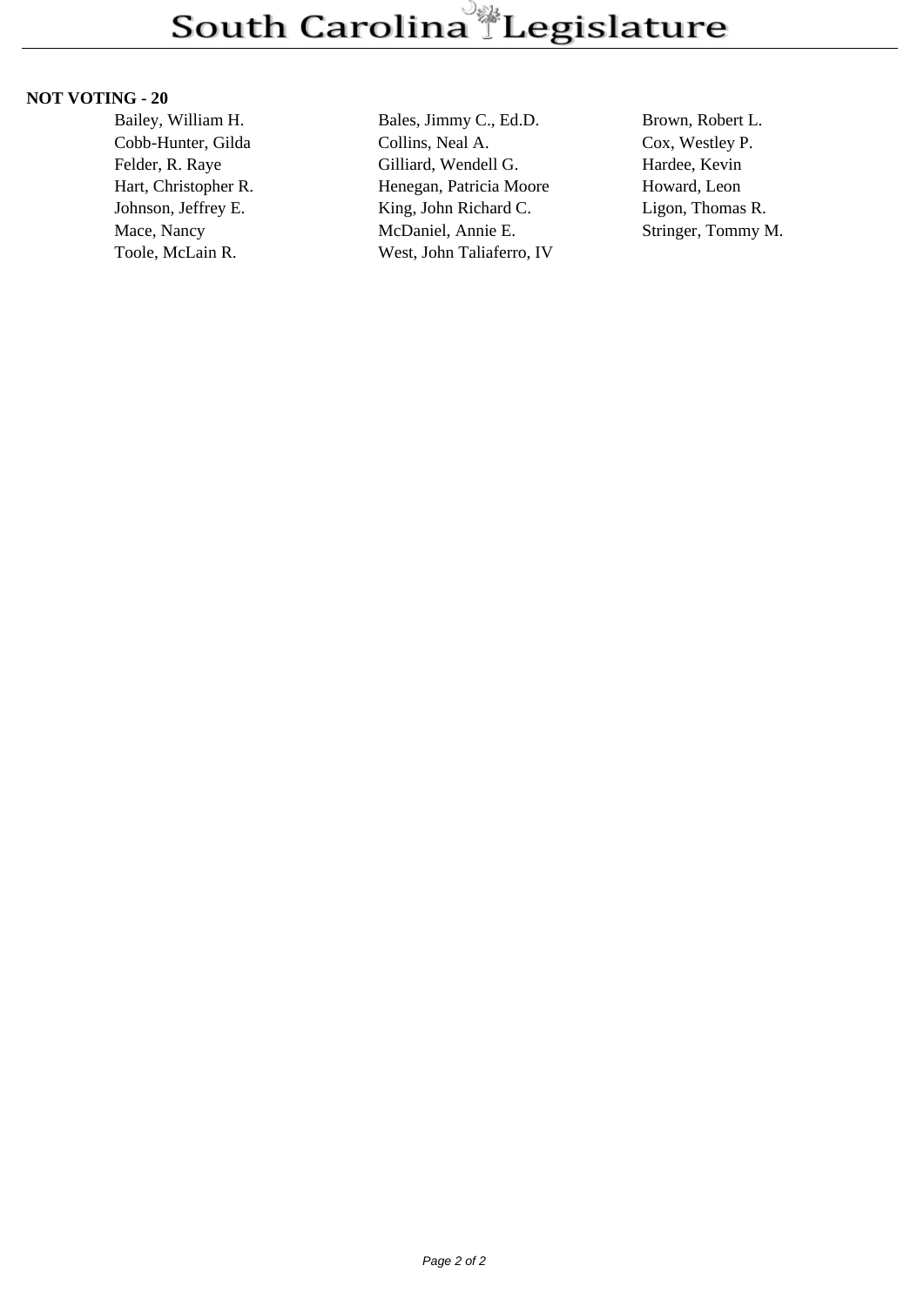**NOT VOTING - 20**

| | | |
|---|---|---|
| Bailey, William H. | Bales, Jimmy C., Ed.D. | Brown, Robert L. |
| Cobb-Hunter, Gilda | Collins, Neal A. | Cox, Westley P. |
| Felder, R. Raye | Gilliard, Wendell G. | Hardee, Kevin |
| Hart, Christopher R. | Henegan, Patricia Moore | Howard, Leon |
| Johnson, Jeffrey E. | King, John Richard C. | Ligon, Thomas R. |
| Mace, Nancy | McDaniel, Annie E. | Stringer, Tommy M. |
| Toole, McLain R. | West, John Taliaferro, IV | |